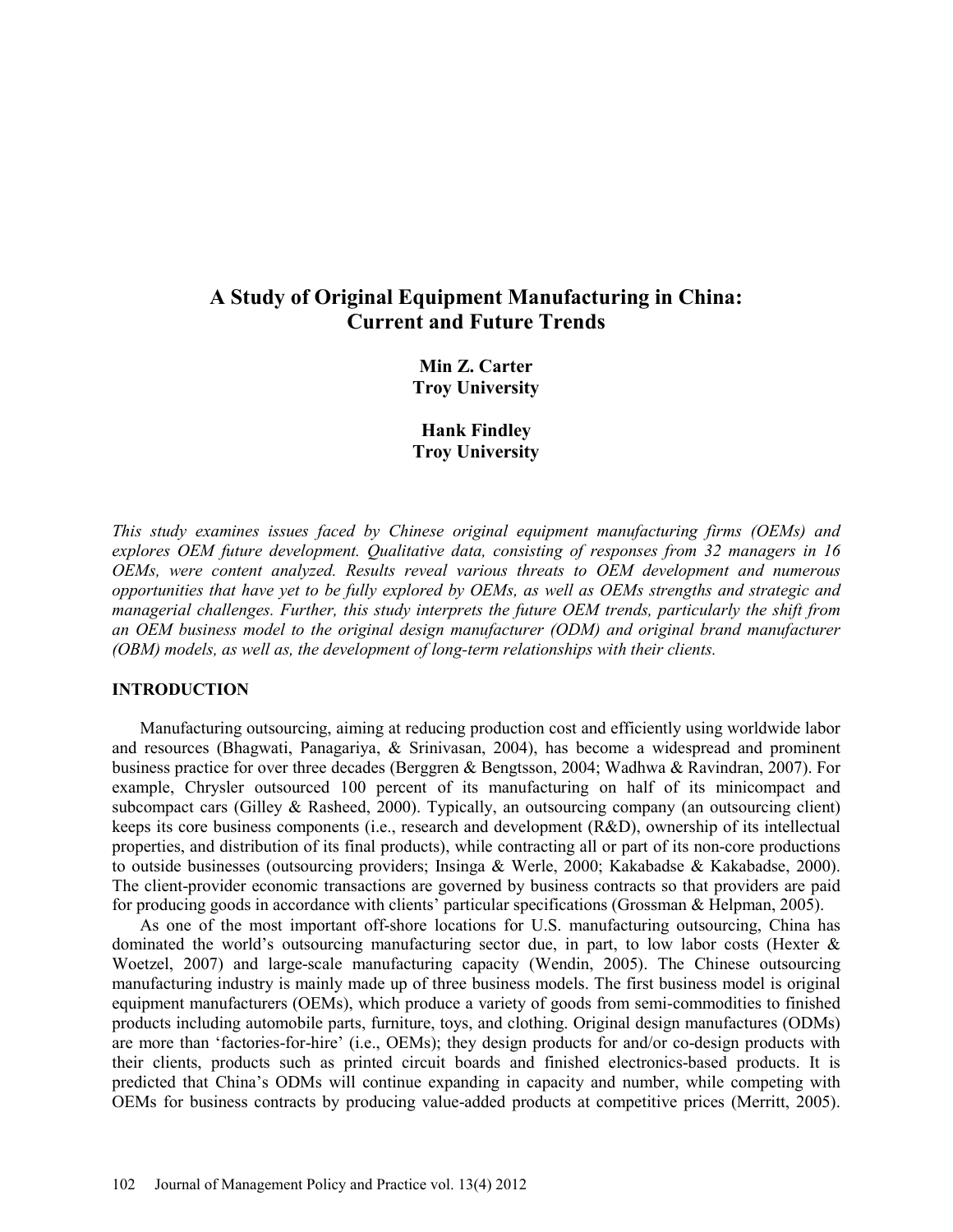# A Study of Original Equipment Manufacturing in China: Current and Future Trends

**Min Z. Carter**
**Troy University**

**Hank Findley**
**Troy University**

*This study examines issues faced by Chinese original equipment manufacturing firms (OEMs) and explores OEM future development. Qualitative data, consisting of responses from 32 managers in 16 OEMs, were content analyzed. Results reveal various threats to OEM development and numerous opportunities that have yet to be fully explored by OEMs, as well as OEMs strengths and strategic and managerial challenges. Further, this study interprets the future OEM trends, particularly the shift from an OEM business model to the original design manufacturer (ODM) and original brand manufacturer (OBM) models, as well as, the development of long-term relationships with their clients.*

## INTRODUCTION

Manufacturing outsourcing, aiming at reducing production cost and efficiently using worldwide labor and resources (Bhagwati, Panagariya, & Srinivasan, 2004), has become a widespread and prominent business practice for over three decades (Berggren & Bengtsson, 2004; Wadhwa & Ravindran, 2007). For example, Chrysler outsourced 100 percent of its manufacturing on half of its minicompact and subcompact cars (Gilley & Rasheed, 2000). Typically, an outsourcing company (an outsourcing client) keeps its core business components (i.e., research and development (R&D), ownership of its intellectual properties, and distribution of its final products), while contracting all or part of its non-core productions to outside businesses (outsourcing providers; Insinga & Werle, 2000; Kakabadse & Kakabadse, 2000). The client-provider economic transactions are governed by business contracts so that providers are paid for producing goods in accordance with clients' particular specifications (Grossman & Helpman, 2005).

As one of the most important off-shore locations for U.S. manufacturing outsourcing, China has dominated the world's outsourcing manufacturing sector due, in part, to low labor costs (Hexter & Woetzel, 2007) and large-scale manufacturing capacity (Wendin, 2005). The Chinese outsourcing manufacturing industry is mainly made up of three business models. The first business model is original equipment manufacturers (OEMs), which produce a variety of goods from semi-commodities to finished products including automobile parts, furniture, toys, and clothing. Original design manufactures (ODMs) are more than 'factories-for-hire' (i.e., OEMs); they design products for and/or co-design products with their clients, products such as printed circuit boards and finished electronics-based products. It is predicted that China's ODMs will continue expanding in capacity and number, while competing with OEMs for business contracts by producing value-added products at competitive prices (Merritt, 2005).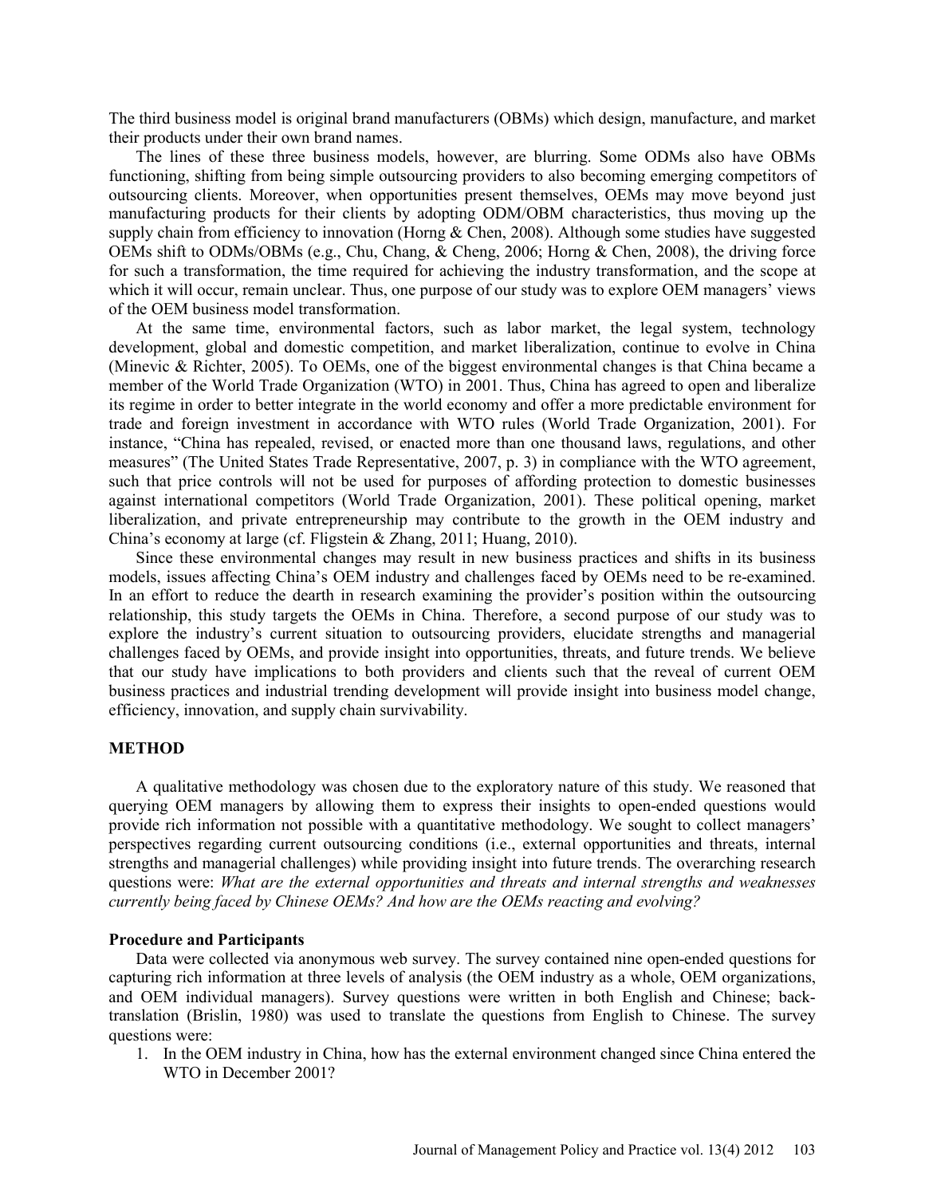The third business model is original brand manufacturers (OBMs) which design, manufacture, and market their products under their own brand names.

The lines of these three business models, however, are blurring. Some ODMs also have OBMs functioning, shifting from being simple outsourcing providers to also becoming emerging competitors of outsourcing clients. Moreover, when opportunities present themselves, OEMs may move beyond just manufacturing products for their clients by adopting ODM/OBM characteristics, thus moving up the supply chain from efficiency to innovation (Horng & Chen, 2008). Although some studies have suggested OEMs shift to ODMs/OBMs (e.g., Chu, Chang, & Cheng, 2006; Horng & Chen, 2008), the driving force for such a transformation, the time required for achieving the industry transformation, and the scope at which it will occur, remain unclear. Thus, one purpose of our study was to explore OEM managers' views of the OEM business model transformation.

At the same time, environmental factors, such as labor market, the legal system, technology development, global and domestic competition, and market liberalization, continue to evolve in China (Minevic & Richter, 2005). To OEMs, one of the biggest environmental changes is that China became a member of the World Trade Organization (WTO) in 2001. Thus, China has agreed to open and liberalize its regime in order to better integrate in the world economy and offer a more predictable environment for trade and foreign investment in accordance with WTO rules (World Trade Organization, 2001). For instance, "China has repealed, revised, or enacted more than one thousand laws, regulations, and other measures" (The United States Trade Representative, 2007, p. 3) in compliance with the WTO agreement, such that price controls will not be used for purposes of affording protection to domestic businesses against international competitors (World Trade Organization, 2001). These political opening, market liberalization, and private entrepreneurship may contribute to the growth in the OEM industry and China's economy at large (cf. Fligstein & Zhang, 2011; Huang, 2010).

Since these environmental changes may result in new business practices and shifts in its business models, issues affecting China's OEM industry and challenges faced by OEMs need to be re-examined. In an effort to reduce the dearth in research examining the provider's position within the outsourcing relationship, this study targets the OEMs in China. Therefore, a second purpose of our study was to explore the industry's current situation to outsourcing providers, elucidate strengths and managerial challenges faced by OEMs, and provide insight into opportunities, threats, and future trends. We believe that our study have implications to both providers and clients such that the reveal of current OEM business practices and industrial trending development will provide insight into business model change, efficiency, innovation, and supply chain survivability.

## METHOD

A qualitative methodology was chosen due to the exploratory nature of this study. We reasoned that querying OEM managers by allowing them to express their insights to open-ended questions would provide rich information not possible with a quantitative methodology. We sought to collect managers' perspectives regarding current outsourcing conditions (i.e., external opportunities and threats, internal strengths and managerial challenges) while providing insight into future trends. The overarching research questions were: *What are the external opportunities and threats and internal strengths and weaknesses currently being faced by Chinese OEMs? And how are the OEMs reacting and evolving?*

### Procedure and Participants

Data were collected via anonymous web survey. The survey contained nine open-ended questions for capturing rich information at three levels of analysis (the OEM industry as a whole, OEM organizations, and OEM individual managers). Survey questions were written in both English and Chinese; back-translation (Brislin, 1980) was used to translate the questions from English to Chinese. The survey questions were:

1. In the OEM industry in China, how has the external environment changed since China entered the WTO in December 2001?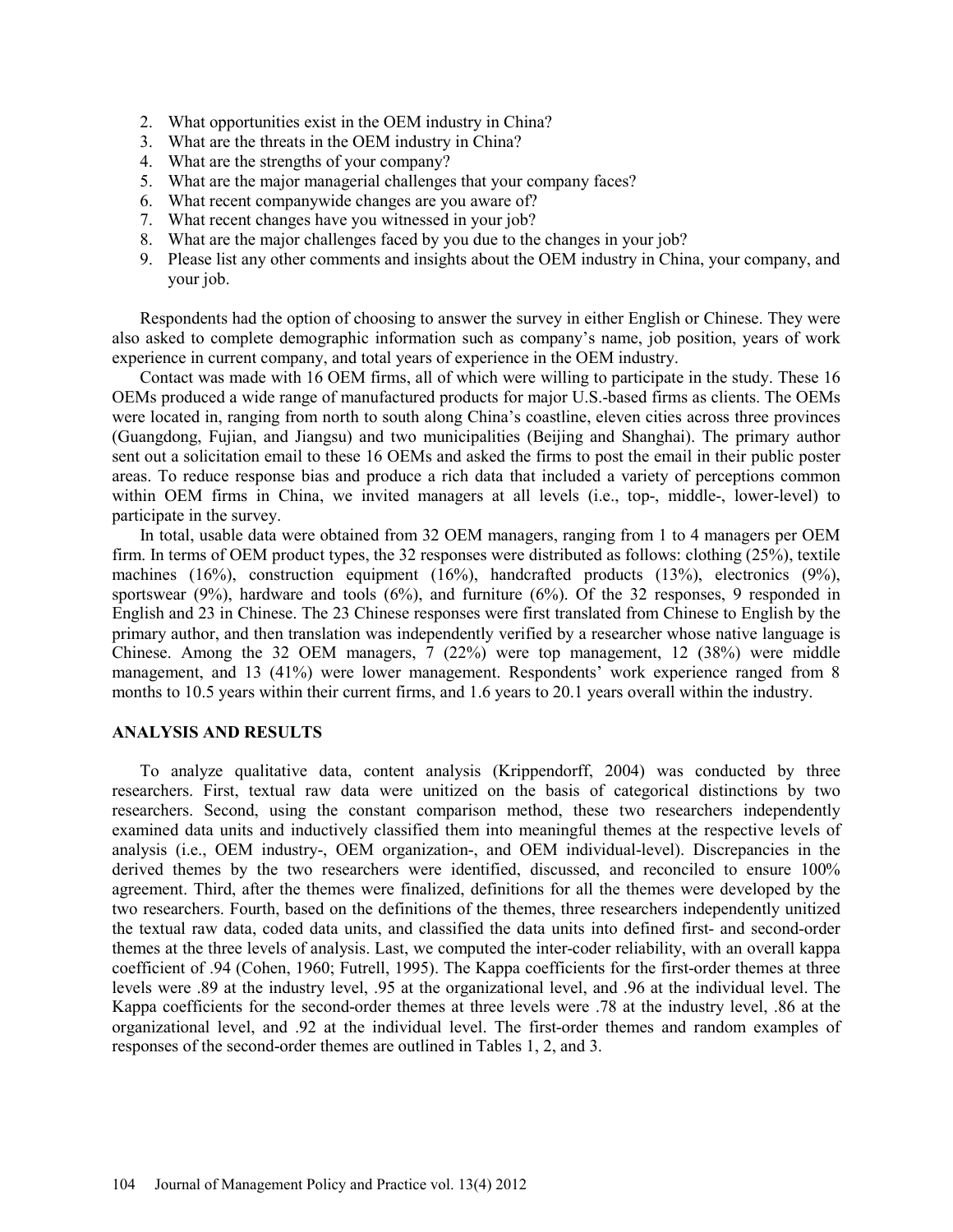2. What opportunities exist in the OEM industry in China?
3. What are the threats in the OEM industry in China?
4. What are the strengths of your company?
5. What are the major managerial challenges that your company faces?
6. What recent companywide changes are you aware of?
7. What recent changes have you witnessed in your job?
8. What are the major challenges faced by you due to the changes in your job?
9. Please list any other comments and insights about the OEM industry in China, your company, and your job.

Respondents had the option of choosing to answer the survey in either English or Chinese. They were also asked to complete demographic information such as company's name, job position, years of work experience in current company, and total years of experience in the OEM industry.

Contact was made with 16 OEM firms, all of which were willing to participate in the study. These 16 OEMs produced a wide range of manufactured products for major U.S.-based firms as clients. The OEMs were located in, ranging from north to south along China's coastline, eleven cities across three provinces (Guangdong, Fujian, and Jiangsu) and two municipalities (Beijing and Shanghai). The primary author sent out a solicitation email to these 16 OEMs and asked the firms to post the email in their public poster areas. To reduce response bias and produce a rich data that included a variety of perceptions common within OEM firms in China, we invited managers at all levels (i.e., top-, middle-, lower-level) to participate in the survey.

In total, usable data were obtained from 32 OEM managers, ranging from 1 to 4 managers per OEM firm. In terms of OEM product types, the 32 responses were distributed as follows: clothing (25%), textile machines (16%), construction equipment (16%), handcrafted products (13%), electronics (9%), sportswear (9%), hardware and tools (6%), and furniture (6%). Of the 32 responses, 9 responded in English and 23 in Chinese. The 23 Chinese responses were first translated from Chinese to English by the primary author, and then translation was independently verified by a researcher whose native language is Chinese. Among the 32 OEM managers, 7 (22%) were top management, 12 (38%) were middle management, and 13 (41%) were lower management. Respondents' work experience ranged from 8 months to 10.5 years within their current firms, and 1.6 years to 20.1 years overall within the industry.

## ANALYSIS AND RESULTS

To analyze qualitative data, content analysis (Krippendorff, 2004) was conducted by three researchers. First, textual raw data were unitized on the basis of categorical distinctions by two researchers. Second, using the constant comparison method, these two researchers independently examined data units and inductively classified them into meaningful themes at the respective levels of analysis (i.e., OEM industry-, OEM organization-, and OEM individual-level). Discrepancies in the derived themes by the two researchers were identified, discussed, and reconciled to ensure 100% agreement. Third, after the themes were finalized, definitions for all the themes were developed by the two researchers. Fourth, based on the definitions of the themes, three researchers independently unitized the textual raw data, coded data units, and classified the data units into defined first- and second-order themes at the three levels of analysis. Last, we computed the inter-coder reliability, with an overall kappa coefficient of .94 (Cohen, 1960; Futrell, 1995). The Kappa coefficients for the first-order themes at three levels were .89 at the industry level, .95 at the organizational level, and .96 at the individual level. The Kappa coefficients for the second-order themes at three levels were .78 at the industry level, .86 at the organizational level, and .92 at the individual level. The first-order themes and random examples of responses of the second-order themes are outlined in Tables 1, 2, and 3.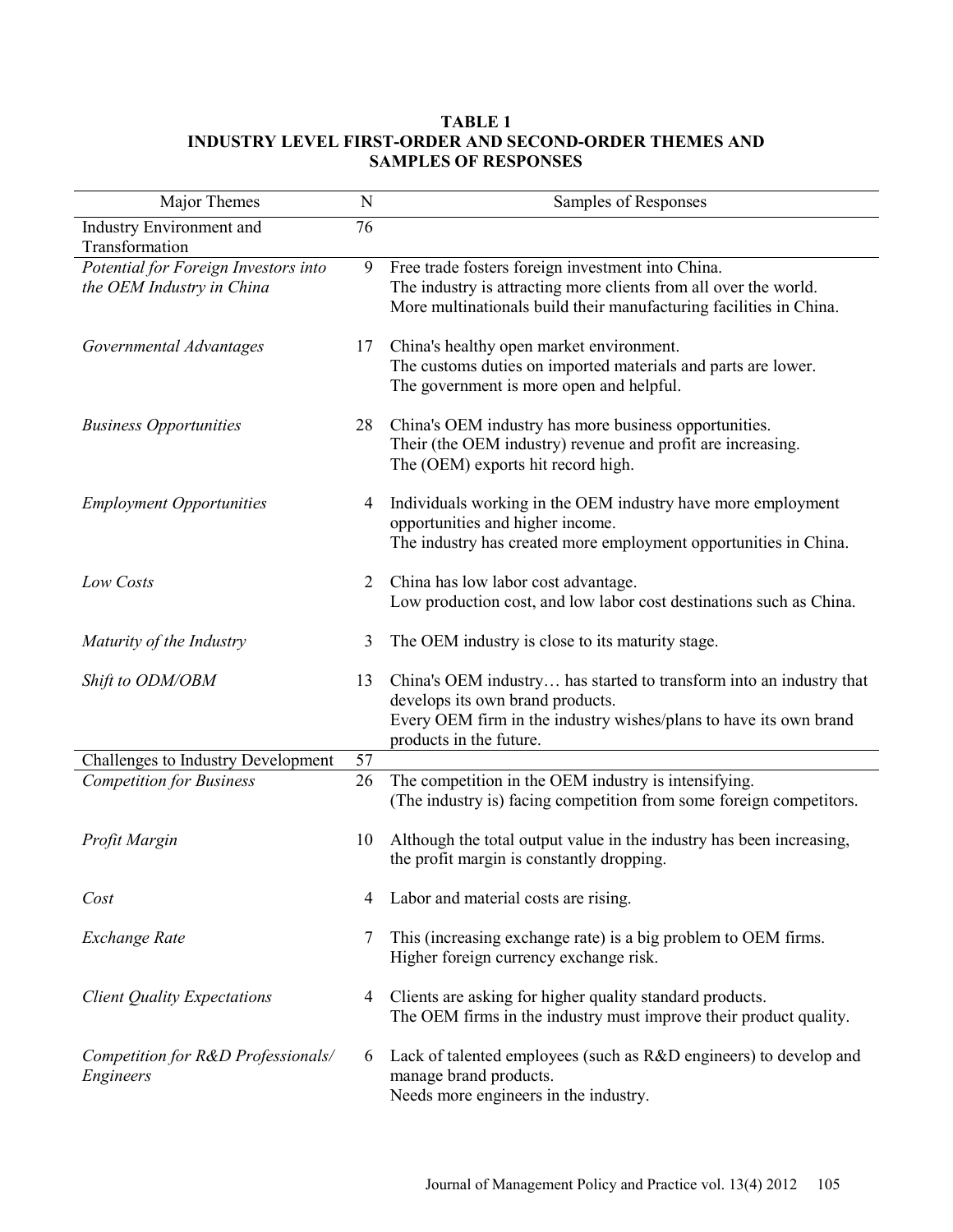**TABLE 1**
**INDUSTRY LEVEL FIRST-ORDER AND SECOND-ORDER THEMES AND SAMPLES OF RESPONSES**

| Major Themes | N | Samples of Responses |
|---|---|---|
| Industry Environment and Transformation | 76 | |
| *Potential for Foreign Investors into the OEM Industry in China* | 9 | Free trade fosters foreign investment into China.<br>The industry is attracting more clients from all over the world.<br>More multinationals build their manufacturing facilities in China. |
| *Governmental Advantages* | 17 | China's healthy open market environment.<br>The customs duties on imported materials and parts are lower.<br>The government is more open and helpful. |
| *Business Opportunities* | 28 | China's OEM industry has more business opportunities.<br>Their (the OEM industry) revenue and profit are increasing.<br>The (OEM) exports hit record high. |
| *Employment Opportunities* | 4 | Individuals working in the OEM industry have more employment opportunities and higher income.<br>The industry has created more employment opportunities in China. |
| *Low Costs* | 2 | China has low labor cost advantage.<br>Low production cost, and low labor cost destinations such as China. |
| *Maturity of the Industry* | 3 | The OEM industry is close to its maturity stage. |
| *Shift to ODM/OBM* | 13 | China's OEM industry… has started to transform into an industry that develops its own brand products.<br>Every OEM firm in the industry wishes/plans to have its own brand products in the future. |
| Challenges to Industry Development | 57 | |
| *Competition for Business* | 26 | The competition in the OEM industry is intensifying.<br>(The industry is) facing competition from some foreign competitors. |
| *Profit Margin* | 10 | Although the total output value in the industry has been increasing, the profit margin is constantly dropping. |
| *Cost* | 4 | Labor and material costs are rising. |
| *Exchange Rate* | 7 | This (increasing exchange rate) is a big problem to OEM firms.<br>Higher foreign currency exchange risk. |
| *Client Quality Expectations* | 4 | Clients are asking for higher quality standard products.<br>The OEM firms in the industry must improve their product quality. |
| *Competition for R&D Professionals/ Engineers* | 6 | Lack of talented employees (such as R&D engineers) to develop and manage brand products.<br>Needs more engineers in the industry. |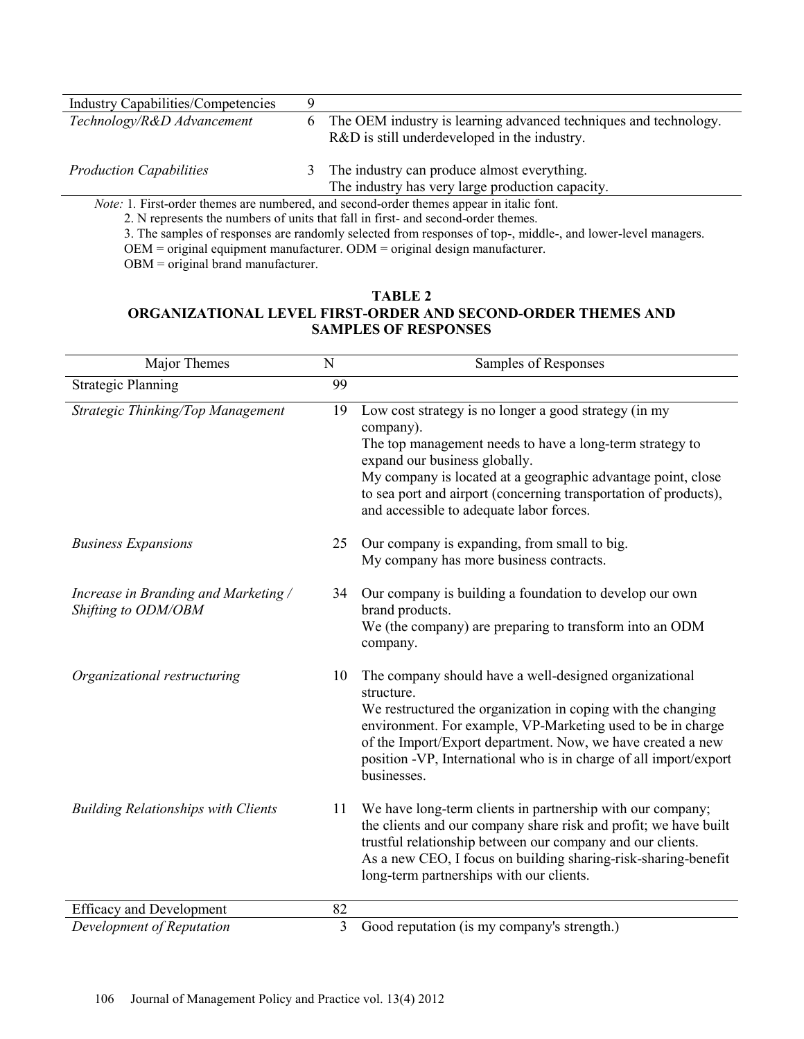| Industry Capabilities/Competencies | 9 | |
|---|---|---|
| *Technology/R&D Advancement* | 6 | The OEM industry is learning advanced techniques and technology. R&D is still underdeveloped in the industry. |
| *Production Capabilities* | 3 | The industry can produce almost everything. The industry has very large production capacity. |

*Note:* 1. First-order themes are numbered, and second-order themes appear in italic font.
2. N represents the numbers of units that fall in first- and second-order themes.
3. The samples of responses are randomly selected from responses of top-, middle-, and lower-level managers.
OEM = original equipment manufacturer. ODM = original design manufacturer.
OBM = original brand manufacturer.

**TABLE 2**
**ORGANIZATIONAL LEVEL FIRST-ORDER AND SECOND-ORDER THEMES AND SAMPLES OF RESPONSES**

| Major Themes | N | Samples of Responses |
|---|---|---|
| Strategic Planning | 99 | |
| *Strategic Thinking/Top Management* | 19 | Low cost strategy is no longer a good strategy (in my company). The top management needs to have a long-term strategy to expand our business globally. My company is located at a geographic advantage point, close to sea port and airport (concerning transportation of products), and accessible to adequate labor forces. |
| *Business Expansions* | 25 | Our company is expanding, from small to big. My company has more business contracts. |
| *Increase in Branding and Marketing / Shifting to ODM/OBM* | 34 | Our company is building a foundation to develop our own brand products. We (the company) are preparing to transform into an ODM company. |
| *Organizational restructuring* | 10 | The company should have a well-designed organizational structure. We restructured the organization in coping with the changing environment. For example, VP-Marketing used to be in charge of the Import/Export department. Now, we have created a new position -VP, International who is in charge of all import/export businesses. |
| *Building Relationships with Clients* | 11 | We have long-term clients in partnership with our company; the clients and our company share risk and profit; we have built trustful relationship between our company and our clients. As a new CEO, I focus on building sharing-risk-sharing-benefit long-term partnerships with our clients. |
| Efficacy and Development | 82 | |
| *Development of Reputation* | 3 | Good reputation (is my company's strength.) |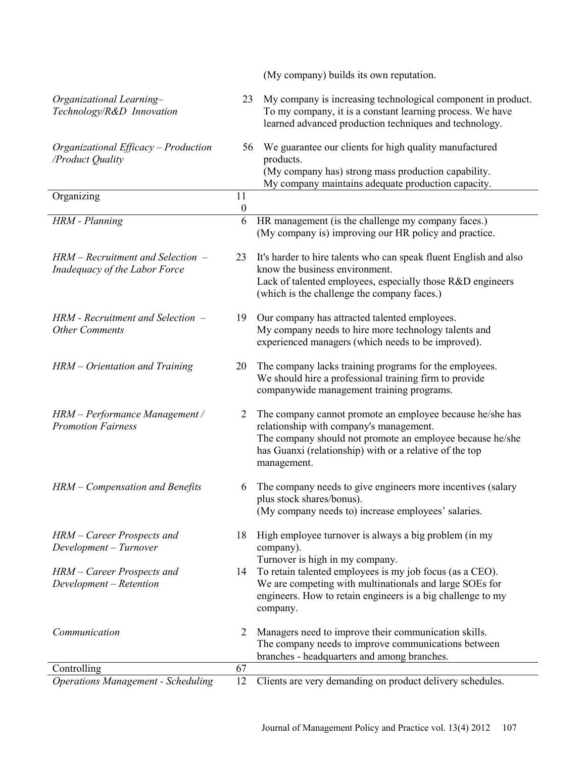| | | |
|---|---|---|
| | | (My company) builds its own reputation. |
| *Organizational Learning– Technology/R&D Innovation* | 23 | My company is increasing technological component in product. To my company, it is a constant learning process. We have learned advanced production techniques and technology. |
| *Organizational Efficacy – Production /Product Quality* | 56 | We guarantee our clients for high quality manufactured products. (My company has) strong mass production capability. My company maintains adequate production capacity. |
| Organizing | 110 | |
| *HRM - Planning* | 6 | HR management (is the challenge my company faces.) (My company is) improving our HR policy and practice. |
| *HRM – Recruitment and Selection – Inadequacy of the Labor Force* | 23 | It's harder to hire talents who can speak fluent English and also know the business environment. Lack of talented employees, especially those R&D engineers (which is the challenge the company faces.) |
| *HRM - Recruitment and Selection – Other Comments* | 19 | Our company has attracted talented employees. My company needs to hire more technology talents and experienced managers (which needs to be improved). |
| *HRM – Orientation and Training* | 20 | The company lacks training programs for the employees. We should hire a professional training firm to provide companywide management training programs. |
| *HRM – Performance Management / Promotion Fairness* | 2 | The company cannot promote an employee because he/she has relationship with company's management. The company should not promote an employee because he/she has Guanxi (relationship) with or a relative of the top management. |
| *HRM – Compensation and Benefits* | 6 | The company needs to give engineers more incentives (salary plus stock shares/bonus). (My company needs to) increase employees' salaries. |
| *HRM – Career Prospects and Development – Turnover* | 18 | High employee turnover is always a big problem (in my company). Turnover is high in my company. |
| *HRM – Career Prospects and Development – Retention* | 14 | To retain talented employees is my job focus (as a CEO). We are competing with multinationals and large SOEs for engineers. How to retain engineers is a big challenge to my company. |
| *Communication* | 2 | Managers need to improve their communication skills. The company needs to improve communications between branches - headquarters and among branches. |
| Controlling | 67 | |
| *Operations Management - Scheduling* | 12 | Clients are very demanding on product delivery schedules. |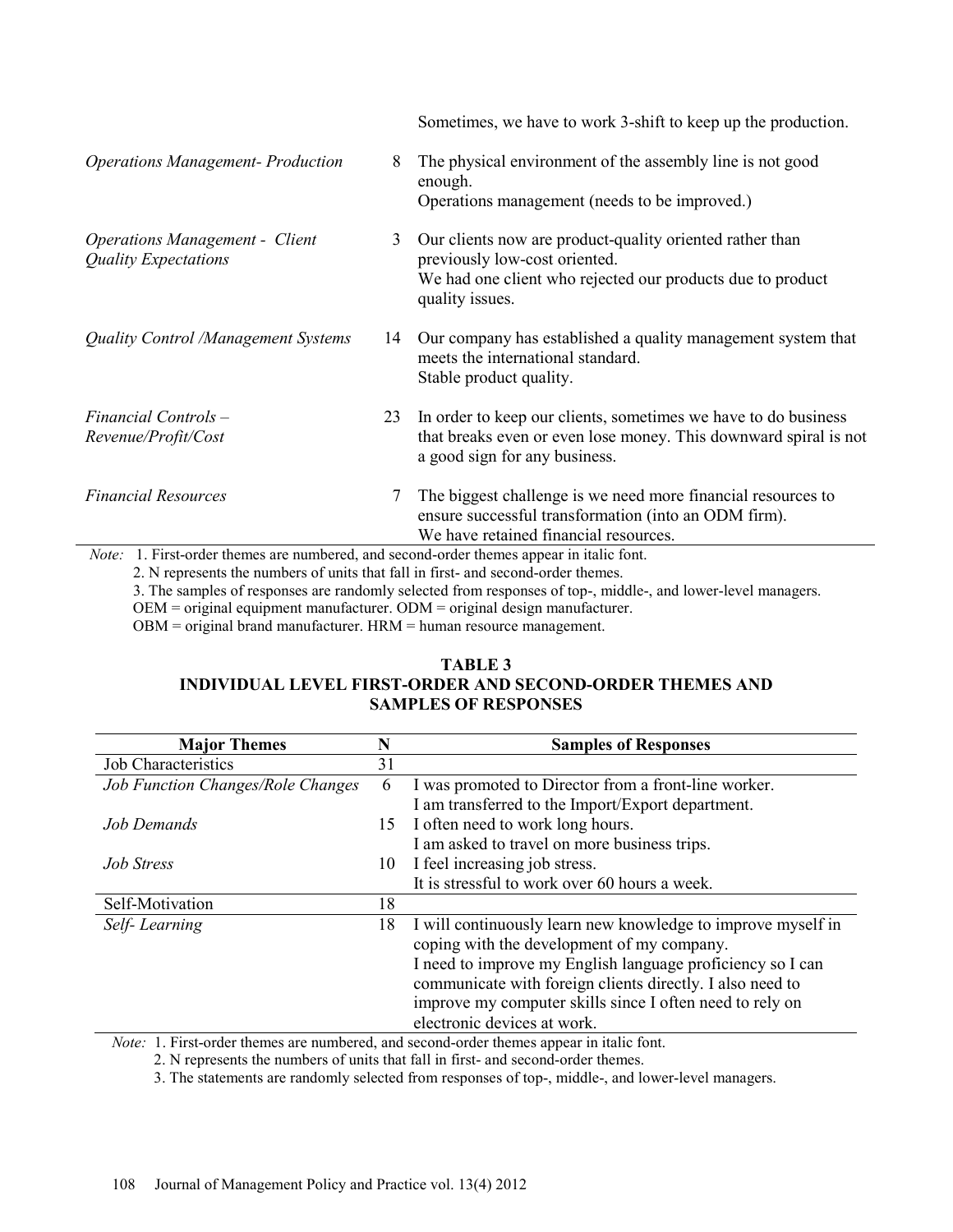| | | |
|---|---|---|
| | | Sometimes, we have to work 3-shift to keep up the production. |
| *Operations Management- Production* | 8 | The physical environment of the assembly line is not good enough.<br>Operations management (needs to be improved.) |
| *Operations Management - Client Quality Expectations* | 3 | Our clients now are product-quality oriented rather than previously low-cost oriented.<br>We had one client who rejected our products due to product quality issues. |
| *Quality Control /Management Systems* | 14 | Our company has established a quality management system that meets the international standard.<br>Stable product quality. |
| *Financial Controls – Revenue/Profit/Cost* | 23 | In order to keep our clients, sometimes we have to do business that breaks even or even lose money. This downward spiral is not a good sign for any business. |
| *Financial Resources* | 7 | The biggest challenge is we need more financial resources to ensure successful transformation (into an ODM firm).<br>We have retained financial resources. |

*Note:* 1. First-order themes are numbered, and second-order themes appear in italic font.
2. N represents the numbers of units that fall in first- and second-order themes.
3. The samples of responses are randomly selected from responses of top-, middle-, and lower-level managers.
OEM = original equipment manufacturer. ODM = original design manufacturer.
OBM = original brand manufacturer. HRM = human resource management.

**TABLE 3**
**INDIVIDUAL LEVEL FIRST-ORDER AND SECOND-ORDER THEMES AND SAMPLES OF RESPONSES**

| Major Themes | N | Samples of Responses |
|---|---|---|
| Job Characteristics | 31 | |
| *Job Function Changes/Role Changes* | 6 | I was promoted to Director from a front-line worker.<br>I am transferred to the Import/Export department. |
| *Job Demands* | 15 | I often need to work long hours.<br>I am asked to travel on more business trips. |
| *Job Stress* | 10 | I feel increasing job stress.<br>It is stressful to work over 60 hours a week. |
| Self-Motivation | 18 | |
| *Self- Learning* | 18 | I will continuously learn new knowledge to improve myself in coping with the development of my company.<br>I need to improve my English language proficiency so I can communicate with foreign clients directly. I also need to improve my computer skills since I often need to rely on electronic devices at work. |

*Note:* 1. First-order themes are numbered, and second-order themes appear in italic font.
2. N represents the numbers of units that fall in first- and second-order themes.
3. The statements are randomly selected from responses of top-, middle-, and lower-level managers.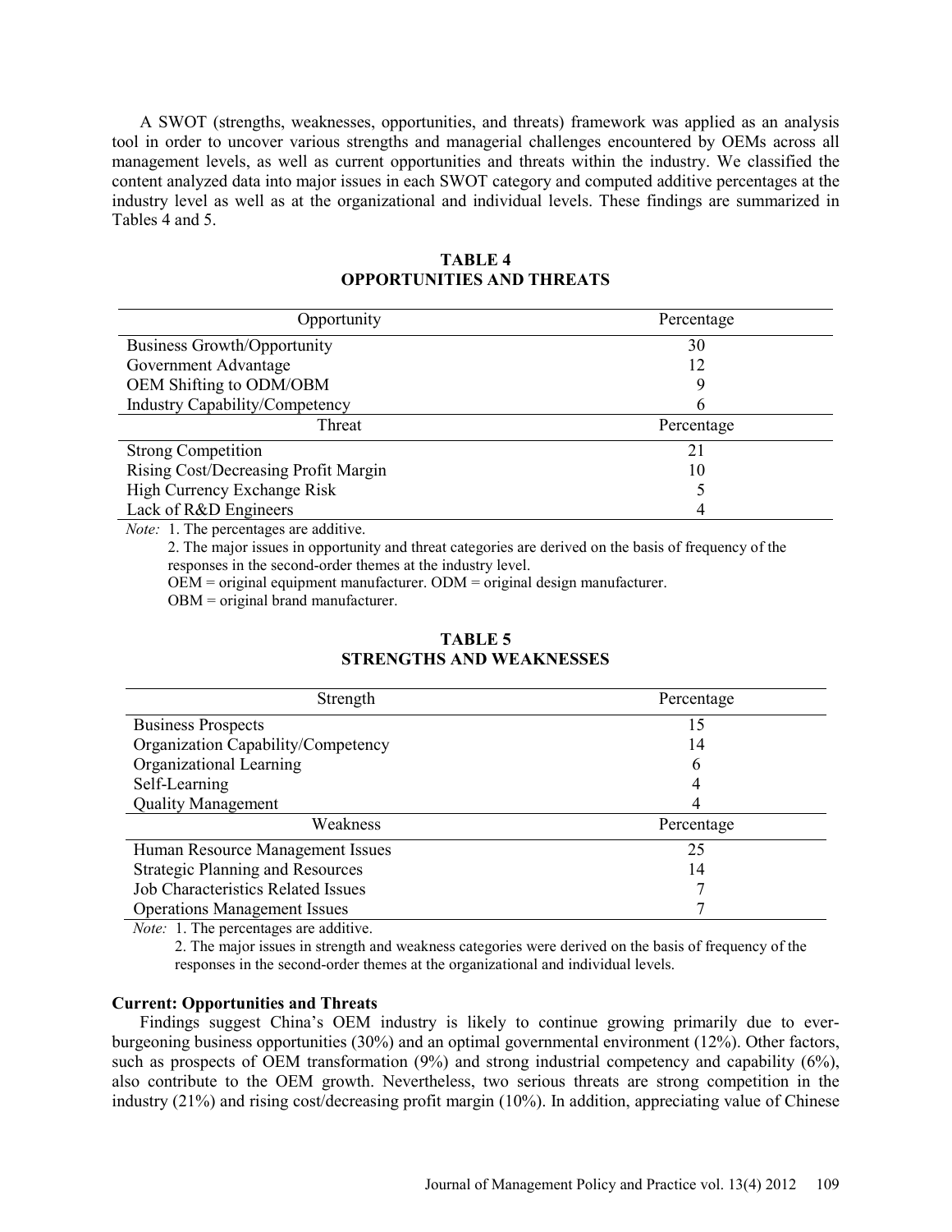A SWOT (strengths, weaknesses, opportunities, and threats) framework was applied as an analysis tool in order to uncover various strengths and managerial challenges encountered by OEMs across all management levels, as well as current opportunities and threats within the industry. We classified the content analyzed data into major issues in each SWOT category and computed additive percentages at the industry level as well as at the organizational and individual levels. These findings are summarized in Tables 4 and 5.

**TABLE 4**
**OPPORTUNITIES AND THREATS**

| Opportunity | Percentage |
|---|---|
| Business Growth/Opportunity | 30 |
| Government Advantage | 12 |
| OEM Shifting to ODM/OBM | 9 |
| Industry Capability/Competency | 6 |
| **Threat** | **Percentage** |
| Strong Competition | 21 |
| Rising Cost/Decreasing Profit Margin | 10 |
| High Currency Exchange Risk | 5 |
| Lack of R&D Engineers | 4 |

*Note:* 1. The percentages are additive.
2. The major issues in opportunity and threat categories are derived on the basis of frequency of the responses in the second-order themes at the industry level.
OEM = original equipment manufacturer. ODM = original design manufacturer.
OBM = original brand manufacturer.

**TABLE 5**
**STRENGTHS AND WEAKNESSES**

| Strength | Percentage |
|---|---|
| Business Prospects | 15 |
| Organization Capability/Competency | 14 |
| Organizational Learning | 6 |
| Self-Learning | 4 |
| Quality Management | 4 |
| **Weakness** | **Percentage** |
| Human Resource Management Issues | 25 |
| Strategic Planning and Resources | 14 |
| Job Characteristics Related Issues | 7 |
| Operations Management Issues | 7 |

*Note:* 1. The percentages are additive.
2. The major issues in strength and weakness categories were derived on the basis of frequency of the responses in the second-order themes at the organizational and individual levels.

**Current: Opportunities and Threats**

Findings suggest China's OEM industry is likely to continue growing primarily due to ever-burgeoning business opportunities (30%) and an optimal governmental environment (12%). Other factors, such as prospects of OEM transformation (9%) and strong industrial competency and capability (6%), also contribute to the OEM growth. Nevertheless, two serious threats are strong competition in the industry (21%) and rising cost/decreasing profit margin (10%). In addition, appreciating value of Chinese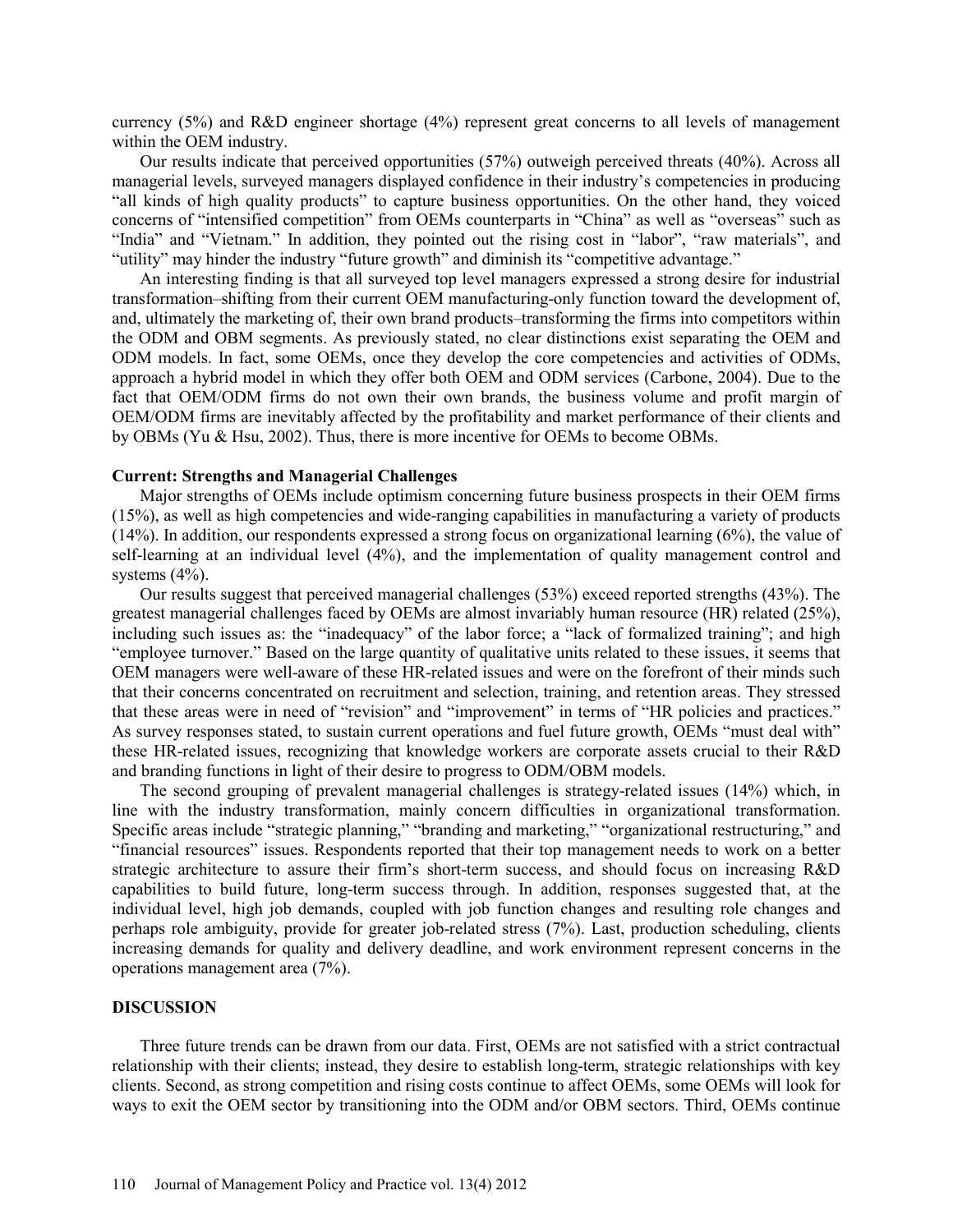currency (5%) and R&D engineer shortage (4%) represent great concerns to all levels of management within the OEM industry.

Our results indicate that perceived opportunities (57%) outweigh perceived threats (40%). Across all managerial levels, surveyed managers displayed confidence in their industry's competencies in producing "all kinds of high quality products" to capture business opportunities. On the other hand, they voiced concerns of "intensified competition" from OEMs counterparts in "China" as well as "overseas" such as "India" and "Vietnam." In addition, they pointed out the rising cost in "labor", "raw materials", and "utility" may hinder the industry "future growth" and diminish its "competitive advantage."

An interesting finding is that all surveyed top level managers expressed a strong desire for industrial transformation–shifting from their current OEM manufacturing-only function toward the development of, and, ultimately the marketing of, their own brand products–transforming the firms into competitors within the ODM and OBM segments. As previously stated, no clear distinctions exist separating the OEM and ODM models. In fact, some OEMs, once they develop the core competencies and activities of ODMs, approach a hybrid model in which they offer both OEM and ODM services (Carbone, 2004). Due to the fact that OEM/ODM firms do not own their own brands, the business volume and profit margin of OEM/ODM firms are inevitably affected by the profitability and market performance of their clients and by OBMs (Yu & Hsu, 2002). Thus, there is more incentive for OEMs to become OBMs.

### Current: Strengths and Managerial Challenges

Major strengths of OEMs include optimism concerning future business prospects in their OEM firms (15%), as well as high competencies and wide-ranging capabilities in manufacturing a variety of products (14%). In addition, our respondents expressed a strong focus on organizational learning (6%), the value of self-learning at an individual level (4%), and the implementation of quality management control and systems (4%).

Our results suggest that perceived managerial challenges (53%) exceed reported strengths (43%). The greatest managerial challenges faced by OEMs are almost invariably human resource (HR) related (25%), including such issues as: the "inadequacy" of the labor force; a "lack of formalized training"; and high "employee turnover." Based on the large quantity of qualitative units related to these issues, it seems that OEM managers were well-aware of these HR-related issues and were on the forefront of their minds such that their concerns concentrated on recruitment and selection, training, and retention areas. They stressed that these areas were in need of "revision" and "improvement" in terms of "HR policies and practices." As survey responses stated, to sustain current operations and fuel future growth, OEMs "must deal with" these HR-related issues, recognizing that knowledge workers are corporate assets crucial to their R&D and branding functions in light of their desire to progress to ODM/OBM models.

The second grouping of prevalent managerial challenges is strategy-related issues (14%) which, in line with the industry transformation, mainly concern difficulties in organizational transformation. Specific areas include "strategic planning," "branding and marketing," "organizational restructuring," and "financial resources" issues. Respondents reported that their top management needs to work on a better strategic architecture to assure their firm's short-term success, and should focus on increasing R&D capabilities to build future, long-term success through. In addition, responses suggested that, at the individual level, high job demands, coupled with job function changes and resulting role changes and perhaps role ambiguity, provide for greater job-related stress (7%). Last, production scheduling, clients increasing demands for quality and delivery deadline, and work environment represent concerns in the operations management area (7%).

## DISCUSSION

Three future trends can be drawn from our data. First, OEMs are not satisfied with a strict contractual relationship with their clients; instead, they desire to establish long-term, strategic relationships with key clients. Second, as strong competition and rising costs continue to affect OEMs, some OEMs will look for ways to exit the OEM sector by transitioning into the ODM and/or OBM sectors. Third, OEMs continue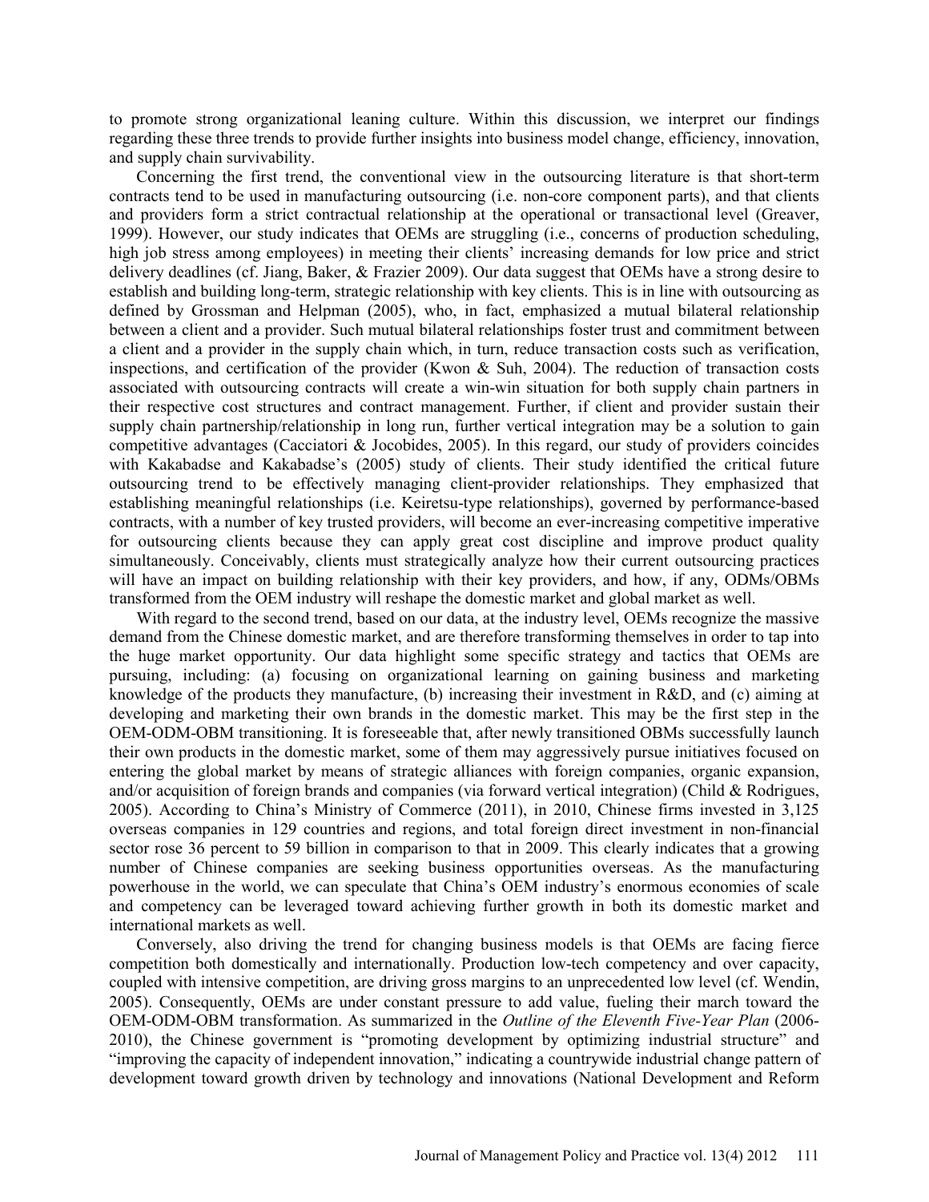to promote strong organizational leaning culture. Within this discussion, we interpret our findings regarding these three trends to provide further insights into business model change, efficiency, innovation, and supply chain survivability.

Concerning the first trend, the conventional view in the outsourcing literature is that short-term contracts tend to be used in manufacturing outsourcing (i.e. non-core component parts), and that clients and providers form a strict contractual relationship at the operational or transactional level (Greaver, 1999). However, our study indicates that OEMs are struggling (i.e., concerns of production scheduling, high job stress among employees) in meeting their clients' increasing demands for low price and strict delivery deadlines (cf. Jiang, Baker, & Frazier 2009). Our data suggest that OEMs have a strong desire to establish and building long-term, strategic relationship with key clients. This is in line with outsourcing as defined by Grossman and Helpman (2005), who, in fact, emphasized a mutual bilateral relationship between a client and a provider. Such mutual bilateral relationships foster trust and commitment between a client and a provider in the supply chain which, in turn, reduce transaction costs such as verification, inspections, and certification of the provider (Kwon & Suh, 2004). The reduction of transaction costs associated with outsourcing contracts will create a win-win situation for both supply chain partners in their respective cost structures and contract management. Further, if client and provider sustain their supply chain partnership/relationship in long run, further vertical integration may be a solution to gain competitive advantages (Cacciatori & Jocobides, 2005). In this regard, our study of providers coincides with Kakabadse and Kakabadse's (2005) study of clients. Their study identified the critical future outsourcing trend to be effectively managing client-provider relationships. They emphasized that establishing meaningful relationships (i.e. Keiretsu-type relationships), governed by performance-based contracts, with a number of key trusted providers, will become an ever-increasing competitive imperative for outsourcing clients because they can apply great cost discipline and improve product quality simultaneously. Conceivably, clients must strategically analyze how their current outsourcing practices will have an impact on building relationship with their key providers, and how, if any, ODMs/OBMs transformed from the OEM industry will reshape the domestic market and global market as well.

With regard to the second trend, based on our data, at the industry level, OEMs recognize the massive demand from the Chinese domestic market, and are therefore transforming themselves in order to tap into the huge market opportunity. Our data highlight some specific strategy and tactics that OEMs are pursuing, including: (a) focusing on organizational learning on gaining business and marketing knowledge of the products they manufacture, (b) increasing their investment in R&D, and (c) aiming at developing and marketing their own brands in the domestic market. This may be the first step in the OEM-ODM-OBM transitioning. It is foreseeable that, after newly transitioned OBMs successfully launch their own products in the domestic market, some of them may aggressively pursue initiatives focused on entering the global market by means of strategic alliances with foreign companies, organic expansion, and/or acquisition of foreign brands and companies (via forward vertical integration) (Child & Rodrigues, 2005). According to China's Ministry of Commerce (2011), in 2010, Chinese firms invested in 3,125 overseas companies in 129 countries and regions, and total foreign direct investment in non-financial sector rose 36 percent to 59 billion in comparison to that in 2009. This clearly indicates that a growing number of Chinese companies are seeking business opportunities overseas. As the manufacturing powerhouse in the world, we can speculate that China's OEM industry's enormous economies of scale and competency can be leveraged toward achieving further growth in both its domestic market and international markets as well.

Conversely, also driving the trend for changing business models is that OEMs are facing fierce competition both domestically and internationally. Production low-tech competency and over capacity, coupled with intensive competition, are driving gross margins to an unprecedented low level (cf. Wendin, 2005). Consequently, OEMs are under constant pressure to add value, fueling their march toward the OEM-ODM-OBM transformation. As summarized in the *Outline of the Eleventh Five-Year Plan* (2006-2010), the Chinese government is "promoting development by optimizing industrial structure" and "improving the capacity of independent innovation," indicating a countrywide industrial change pattern of development toward growth driven by technology and innovations (National Development and Reform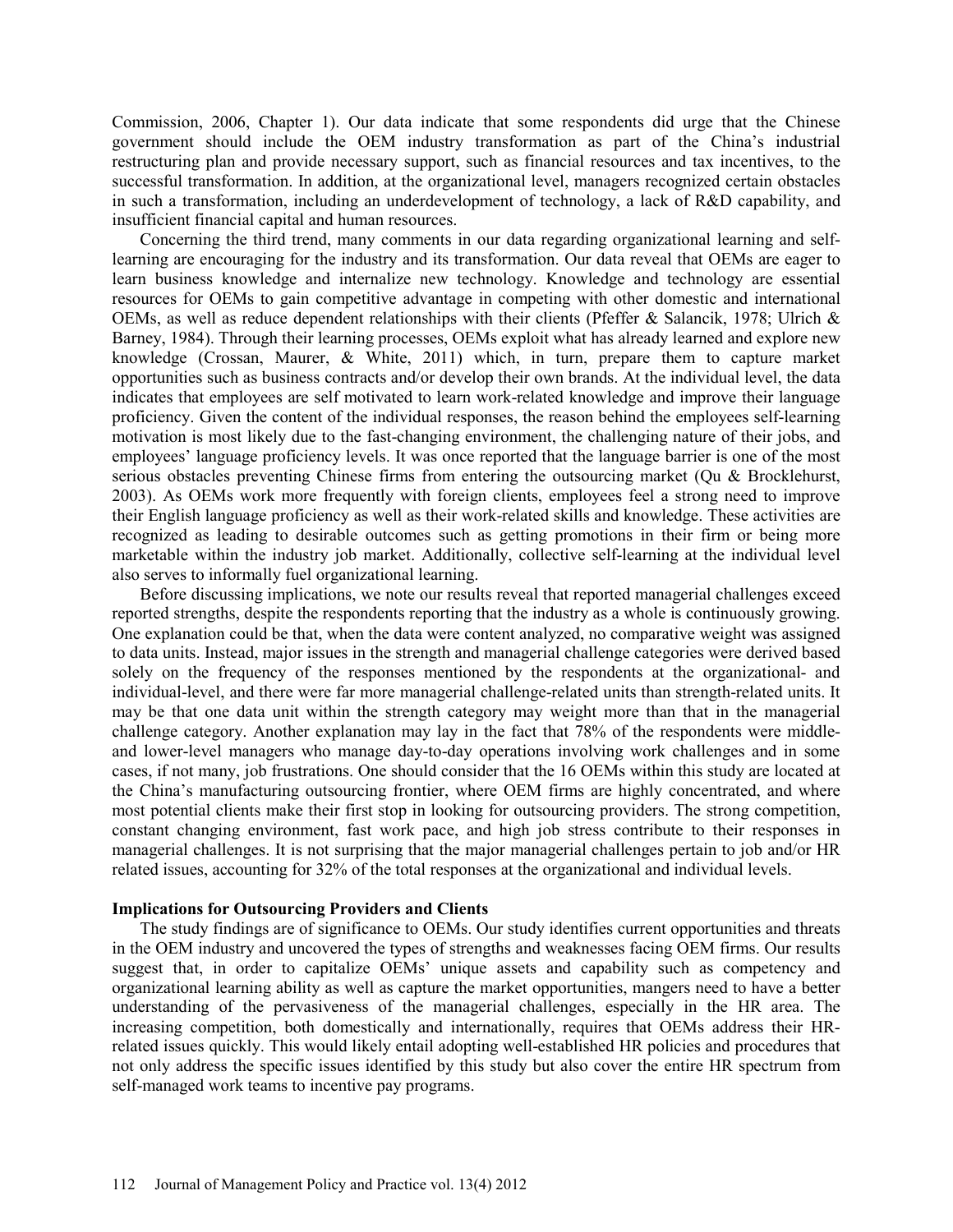Commission, 2006, Chapter 1). Our data indicate that some respondents did urge that the Chinese government should include the OEM industry transformation as part of the China's industrial restructuring plan and provide necessary support, such as financial resources and tax incentives, to the successful transformation. In addition, at the organizational level, managers recognized certain obstacles in such a transformation, including an underdevelopment of technology, a lack of R&D capability, and insufficient financial capital and human resources.

Concerning the third trend, many comments in our data regarding organizational learning and self-learning are encouraging for the industry and its transformation. Our data reveal that OEMs are eager to learn business knowledge and internalize new technology. Knowledge and technology are essential resources for OEMs to gain competitive advantage in competing with other domestic and international OEMs, as well as reduce dependent relationships with their clients (Pfeffer & Salancik, 1978; Ulrich & Barney, 1984). Through their learning processes, OEMs exploit what has already learned and explore new knowledge (Crossan, Maurer, & White, 2011) which, in turn, prepare them to capture market opportunities such as business contracts and/or develop their own brands. At the individual level, the data indicates that employees are self motivated to learn work-related knowledge and improve their language proficiency. Given the content of the individual responses, the reason behind the employees self-learning motivation is most likely due to the fast-changing environment, the challenging nature of their jobs, and employees' language proficiency levels. It was once reported that the language barrier is one of the most serious obstacles preventing Chinese firms from entering the outsourcing market (Qu & Brocklehurst, 2003). As OEMs work more frequently with foreign clients, employees feel a strong need to improve their English language proficiency as well as their work-related skills and knowledge. These activities are recognized as leading to desirable outcomes such as getting promotions in their firm or being more marketable within the industry job market. Additionally, collective self-learning at the individual level also serves to informally fuel organizational learning.

Before discussing implications, we note our results reveal that reported managerial challenges exceed reported strengths, despite the respondents reporting that the industry as a whole is continuously growing. One explanation could be that, when the data were content analyzed, no comparative weight was assigned to data units. Instead, major issues in the strength and managerial challenge categories were derived based solely on the frequency of the responses mentioned by the respondents at the organizational- and individual-level, and there were far more managerial challenge-related units than strength-related units. It may be that one data unit within the strength category may weight more than that in the managerial challenge category. Another explanation may lay in the fact that 78% of the respondents were middle- and lower-level managers who manage day-to-day operations involving work challenges and in some cases, if not many, job frustrations. One should consider that the 16 OEMs within this study are located at the China's manufacturing outsourcing frontier, where OEM firms are highly concentrated, and where most potential clients make their first stop in looking for outsourcing providers. The strong competition, constant changing environment, fast work pace, and high job stress contribute to their responses in managerial challenges. It is not surprising that the major managerial challenges pertain to job and/or HR related issues, accounting for 32% of the total responses at the organizational and individual levels.

**Implications for Outsourcing Providers and Clients**

The study findings are of significance to OEMs. Our study identifies current opportunities and threats in the OEM industry and uncovered the types of strengths and weaknesses facing OEM firms. Our results suggest that, in order to capitalize OEMs' unique assets and capability such as competency and organizational learning ability as well as capture the market opportunities, mangers need to have a better understanding of the pervasiveness of the managerial challenges, especially in the HR area. The increasing competition, both domestically and internationally, requires that OEMs address their HR-related issues quickly. This would likely entail adopting well-established HR policies and procedures that not only address the specific issues identified by this study but also cover the entire HR spectrum from self-managed work teams to incentive pay programs.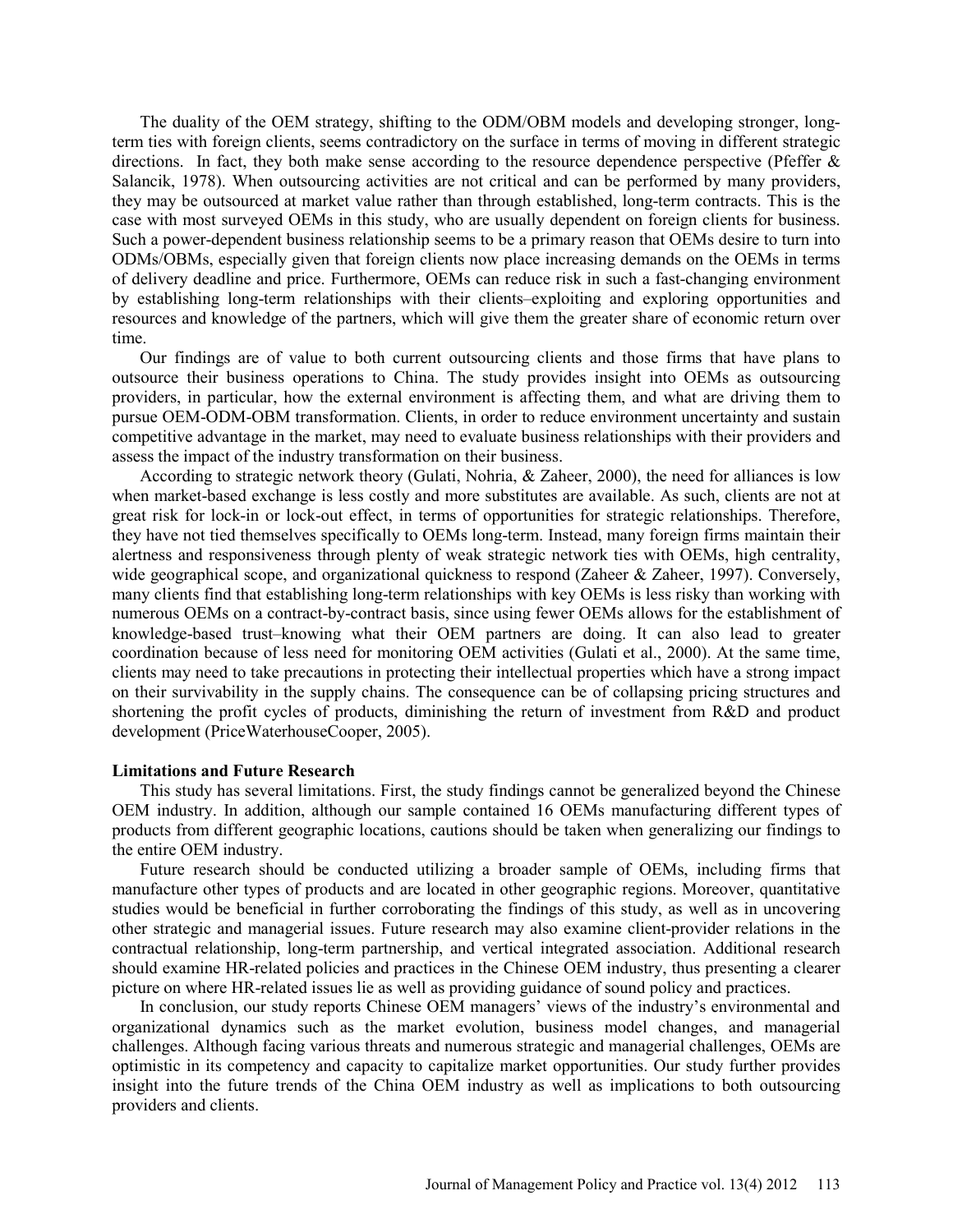The duality of the OEM strategy, shifting to the ODM/OBM models and developing stronger, long-term ties with foreign clients, seems contradictory on the surface in terms of moving in different strategic directions. In fact, they both make sense according to the resource dependence perspective (Pfeffer & Salancik, 1978). When outsourcing activities are not critical and can be performed by many providers, they may be outsourced at market value rather than through established, long-term contracts. This is the case with most surveyed OEMs in this study, who are usually dependent on foreign clients for business. Such a power-dependent business relationship seems to be a primary reason that OEMs desire to turn into ODMs/OBMs, especially given that foreign clients now place increasing demands on the OEMs in terms of delivery deadline and price. Furthermore, OEMs can reduce risk in such a fast-changing environment by establishing long-term relationships with their clients–exploiting and exploring opportunities and resources and knowledge of the partners, which will give them the greater share of economic return over time.

Our findings are of value to both current outsourcing clients and those firms that have plans to outsource their business operations to China. The study provides insight into OEMs as outsourcing providers, in particular, how the external environment is affecting them, and what are driving them to pursue OEM-ODM-OBM transformation. Clients, in order to reduce environment uncertainty and sustain competitive advantage in the market, may need to evaluate business relationships with their providers and assess the impact of the industry transformation on their business.

According to strategic network theory (Gulati, Nohria, & Zaheer, 2000), the need for alliances is low when market-based exchange is less costly and more substitutes are available. As such, clients are not at great risk for lock-in or lock-out effect, in terms of opportunities for strategic relationships. Therefore, they have not tied themselves specifically to OEMs long-term. Instead, many foreign firms maintain their alertness and responsiveness through plenty of weak strategic network ties with OEMs, high centrality, wide geographical scope, and organizational quickness to respond (Zaheer & Zaheer, 1997). Conversely, many clients find that establishing long-term relationships with key OEMs is less risky than working with numerous OEMs on a contract-by-contract basis, since using fewer OEMs allows for the establishment of knowledge-based trust–knowing what their OEM partners are doing. It can also lead to greater coordination because of less need for monitoring OEM activities (Gulati et al., 2000). At the same time, clients may need to take precautions in protecting their intellectual properties which have a strong impact on their survivability in the supply chains. The consequence can be of collapsing pricing structures and shortening the profit cycles of products, diminishing the return of investment from R&D and product development (PriceWaterhouseCooper, 2005).

**Limitations and Future Research**

This study has several limitations. First, the study findings cannot be generalized beyond the Chinese OEM industry. In addition, although our sample contained 16 OEMs manufacturing different types of products from different geographic locations, cautions should be taken when generalizing our findings to the entire OEM industry.

Future research should be conducted utilizing a broader sample of OEMs, including firms that manufacture other types of products and are located in other geographic regions. Moreover, quantitative studies would be beneficial in further corroborating the findings of this study, as well as in uncovering other strategic and managerial issues. Future research may also examine client-provider relations in the contractual relationship, long-term partnership, and vertical integrated association. Additional research should examine HR-related policies and practices in the Chinese OEM industry, thus presenting a clearer picture on where HR-related issues lie as well as providing guidance of sound policy and practices.

In conclusion, our study reports Chinese OEM managers' views of the industry's environmental and organizational dynamics such as the market evolution, business model changes, and managerial challenges. Although facing various threats and numerous strategic and managerial challenges, OEMs are optimistic in its competency and capacity to capitalize market opportunities. Our study further provides insight into the future trends of the China OEM industry as well as implications to both outsourcing providers and clients.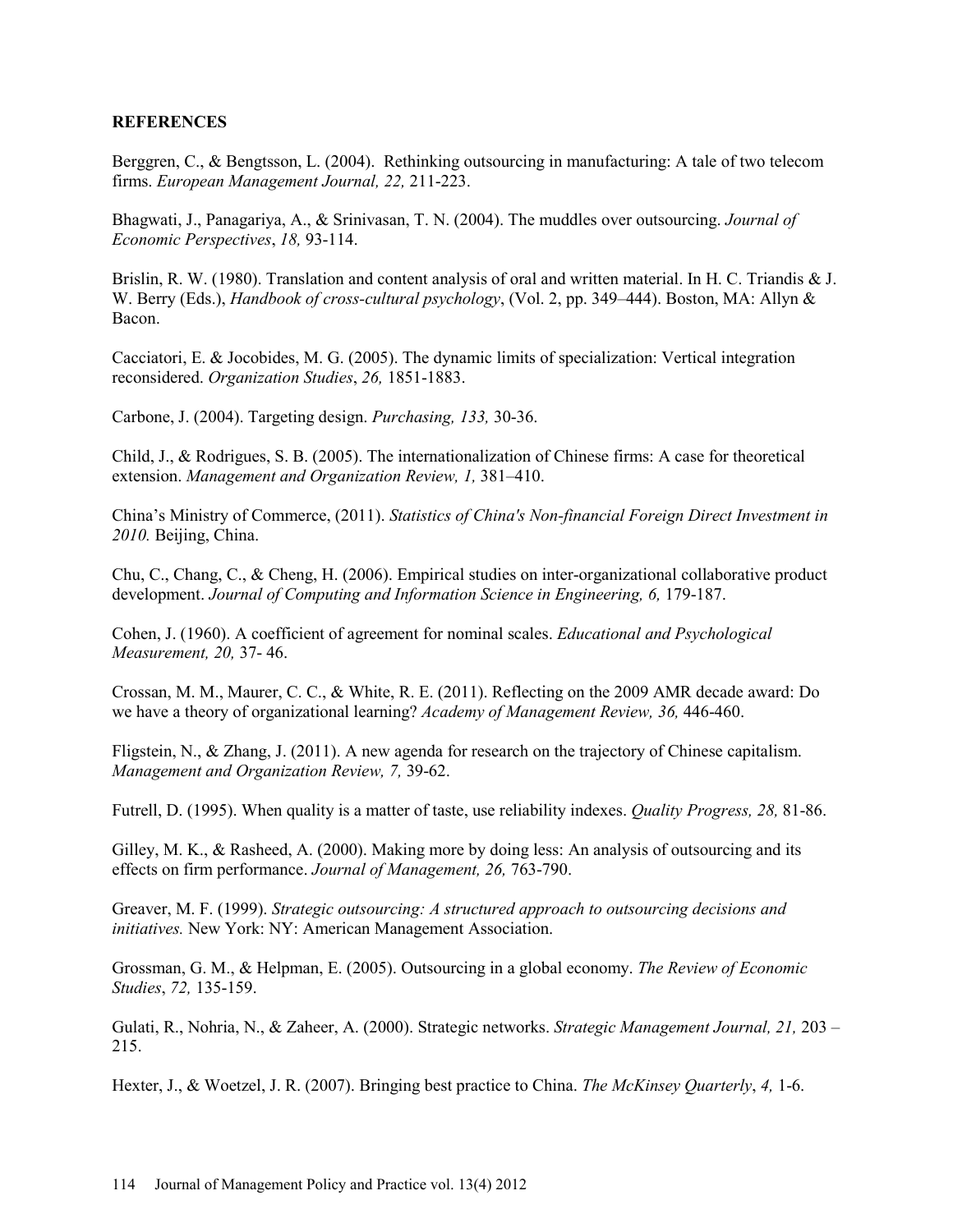**REFERENCES**

Berggren, C., & Bengtsson, L. (2004). Rethinking outsourcing in manufacturing: A tale of two telecom firms. *European Management Journal, 22,* 211-223.

Bhagwati, J., Panagariya, A., & Srinivasan, T. N. (2004). The muddles over outsourcing. *Journal of Economic Perspectives*, *18,* 93-114.

Brislin, R. W. (1980). Translation and content analysis of oral and written material. In H. C. Triandis & J. W. Berry (Eds.), *Handbook of cross-cultural psychology*, (Vol. 2, pp. 349–444). Boston, MA: Allyn & Bacon.

Cacciatori, E. & Jocobides, M. G. (2005). The dynamic limits of specialization: Vertical integration reconsidered. *Organization Studies*, *26,* 1851-1883.

Carbone, J. (2004). Targeting design. *Purchasing, 133,* 30-36.

Child, J., & Rodrigues, S. B. (2005). The internationalization of Chinese firms: A case for theoretical extension. *Management and Organization Review, 1,* 381–410.

China's Ministry of Commerce, (2011). *Statistics of China's Non-financial Foreign Direct Investment in 2010.* Beijing, China.

Chu, C., Chang, C., & Cheng, H. (2006). Empirical studies on inter-organizational collaborative product development. *Journal of Computing and Information Science in Engineering, 6,* 179-187.

Cohen, J. (1960). A coefficient of agreement for nominal scales. *Educational and Psychological Measurement, 20,* 37- 46.

Crossan, M. M., Maurer, C. C., & White, R. E. (2011). Reflecting on the 2009 AMR decade award: Do we have a theory of organizational learning? *Academy of Management Review, 36,* 446-460.

Fligstein, N., & Zhang, J. (2011). A new agenda for research on the trajectory of Chinese capitalism. *Management and Organization Review, 7,* 39-62.

Futrell, D. (1995). When quality is a matter of taste, use reliability indexes. *Quality Progress, 28,* 81-86.

Gilley, M. K., & Rasheed, A. (2000). Making more by doing less: An analysis of outsourcing and its effects on firm performance. *Journal of Management, 26,* 763-790.

Greaver, M. F. (1999). *Strategic outsourcing: A structured approach to outsourcing decisions and initiatives.* New York: NY: American Management Association.

Grossman, G. M., & Helpman, E. (2005). Outsourcing in a global economy. *The Review of Economic Studies*, *72,* 135-159.

Gulati, R., Nohria, N., & Zaheer, A. (2000). Strategic networks. *Strategic Management Journal, 21,* 203 – 215.

Hexter, J., & Woetzel, J. R. (2007). Bringing best practice to China. *The McKinsey Quarterly*, *4,* 1-6.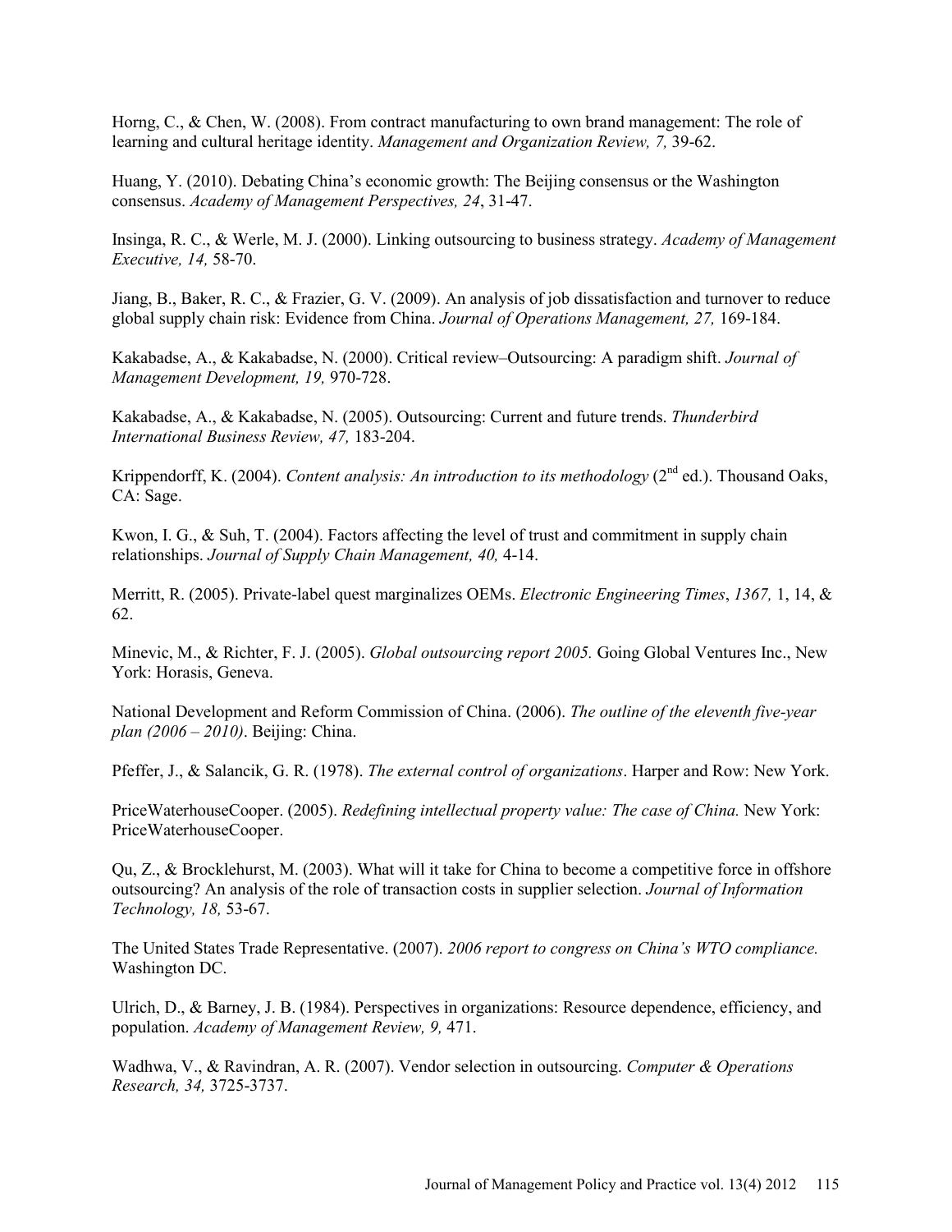Horng, C., & Chen, W. (2008). From contract manufacturing to own brand management: The role of learning and cultural heritage identity. *Management and Organization Review, 7,* 39-62.

Huang, Y. (2010). Debating China's economic growth: The Beijing consensus or the Washington consensus. *Academy of Management Perspectives, 24*, 31-47.

Insinga, R. C., & Werle, M. J. (2000). Linking outsourcing to business strategy. *Academy of Management Executive, 14,* 58-70.

Jiang, B., Baker, R. C., & Frazier, G. V. (2009). An analysis of job dissatisfaction and turnover to reduce global supply chain risk: Evidence from China. *Journal of Operations Management, 27,* 169-184.

Kakabadse, A., & Kakabadse, N. (2000). Critical review–Outsourcing: A paradigm shift. *Journal of Management Development, 19,* 970-728.

Kakabadse, A., & Kakabadse, N. (2005). Outsourcing: Current and future trends. *Thunderbird International Business Review, 47,* 183-204.

Krippendorff, K. (2004). *Content analysis: An introduction to its methodology* (2nd ed.). Thousand Oaks, CA: Sage.

Kwon, I. G., & Suh, T. (2004). Factors affecting the level of trust and commitment in supply chain relationships. *Journal of Supply Chain Management, 40,* 4-14.

Merritt, R. (2005). Private-label quest marginalizes OEMs. *Electronic Engineering Times*, *1367,* 1, 14, & 62.

Minevic, M., & Richter, F. J. (2005). *Global outsourcing report 2005.* Going Global Ventures Inc., New York: Horasis, Geneva.

National Development and Reform Commission of China. (2006). *The outline of the eleventh five-year plan (2006 – 2010)*. Beijing: China.

Pfeffer, J., & Salancik, G. R. (1978). *The external control of organizations*. Harper and Row: New York.

PriceWaterhouseCooper. (2005). *Redefining intellectual property value: The case of China.* New York: PriceWaterhouseCooper.

Qu, Z., & Brocklehurst, M. (2003). What will it take for China to become a competitive force in offshore outsourcing? An analysis of the role of transaction costs in supplier selection. *Journal of Information Technology, 18,* 53-67.

The United States Trade Representative. (2007). *2006 report to congress on China's WTO compliance.* Washington DC.

Ulrich, D., & Barney, J. B. (1984). Perspectives in organizations: Resource dependence, efficiency, and population. *Academy of Management Review, 9,* 471.

Wadhwa, V., & Ravindran, A. R. (2007). Vendor selection in outsourcing. *Computer & Operations Research, 34,* 3725-3737.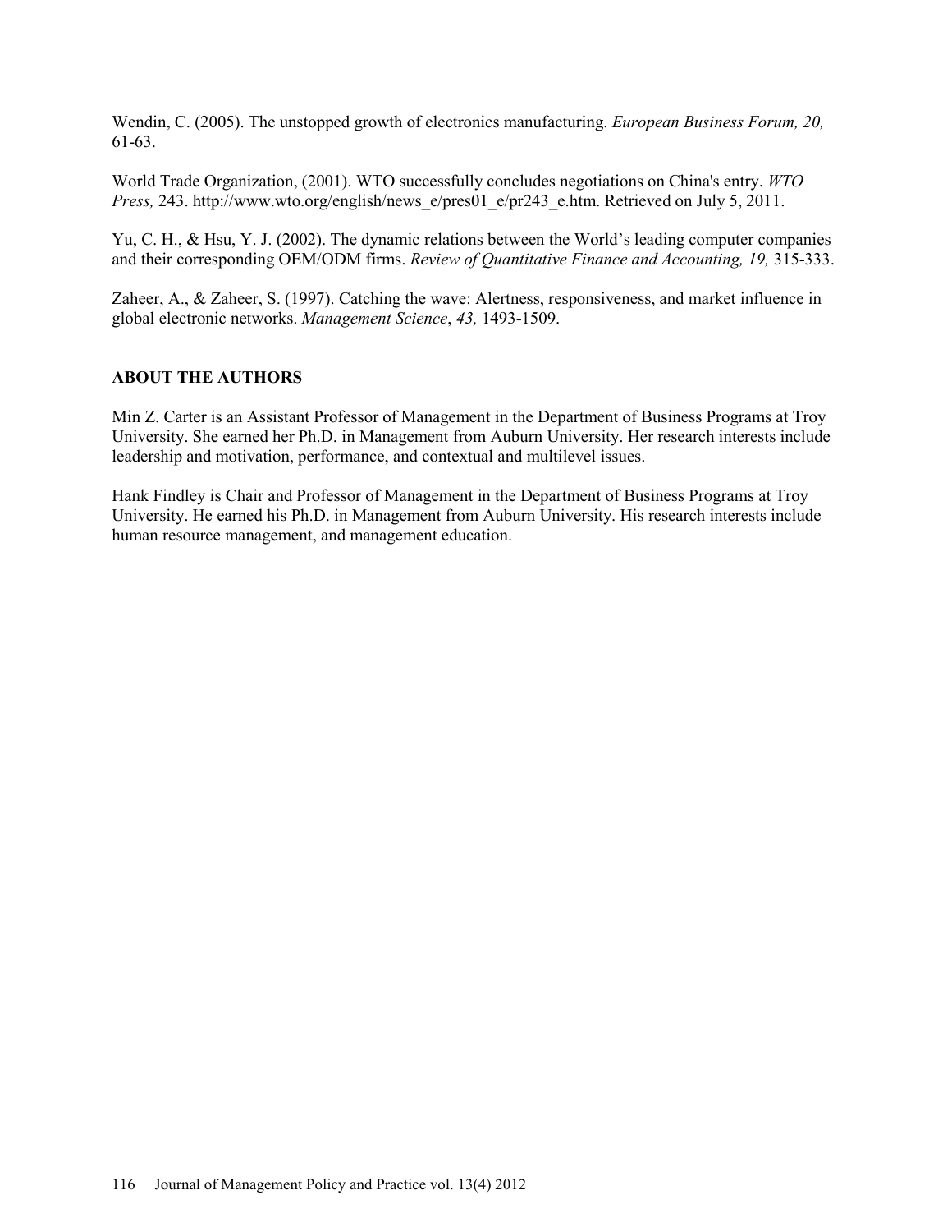Wendin, C. (2005). The unstopped growth of electronics manufacturing. *European Business Forum, 20,* 61-63.

World Trade Organization, (2001). WTO successfully concludes negotiations on China's entry. *WTO Press,* 243. http://www.wto.org/english/news_e/pres01_e/pr243_e.htm. Retrieved on July 5, 2011.

Yu, C. H., & Hsu, Y. J. (2002). The dynamic relations between the World's leading computer companies and their corresponding OEM/ODM firms. *Review of Quantitative Finance and Accounting, 19,* 315-333.

Zaheer, A., & Zaheer, S. (1997). Catching the wave: Alertness, responsiveness, and market influence in global electronic networks. *Management Science*, *43,* 1493-1509.

## ABOUT THE AUTHORS

Min Z. Carter is an Assistant Professor of Management in the Department of Business Programs at Troy University. She earned her Ph.D. in Management from Auburn University. Her research interests include leadership and motivation, performance, and contextual and multilevel issues.

Hank Findley is Chair and Professor of Management in the Department of Business Programs at Troy University. He earned his Ph.D. in Management from Auburn University. His research interests include human resource management, and management education.